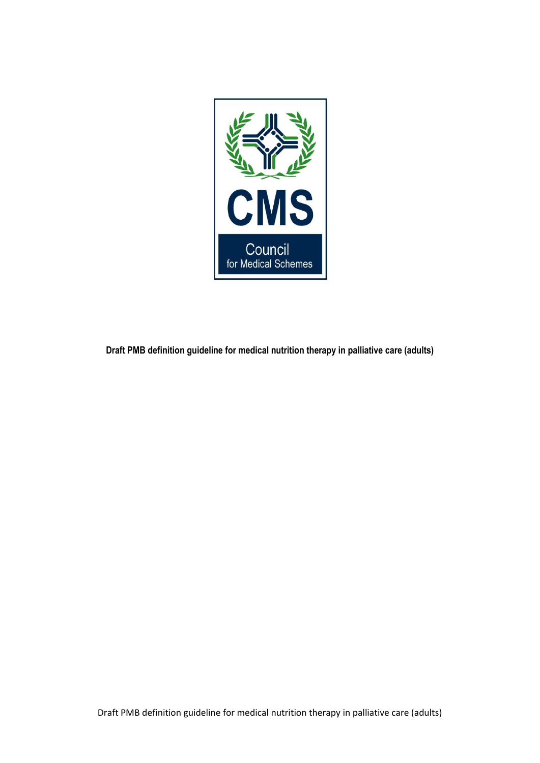**Draft PMB definition guideline for medical nutrition therapy in palliative care (adults)**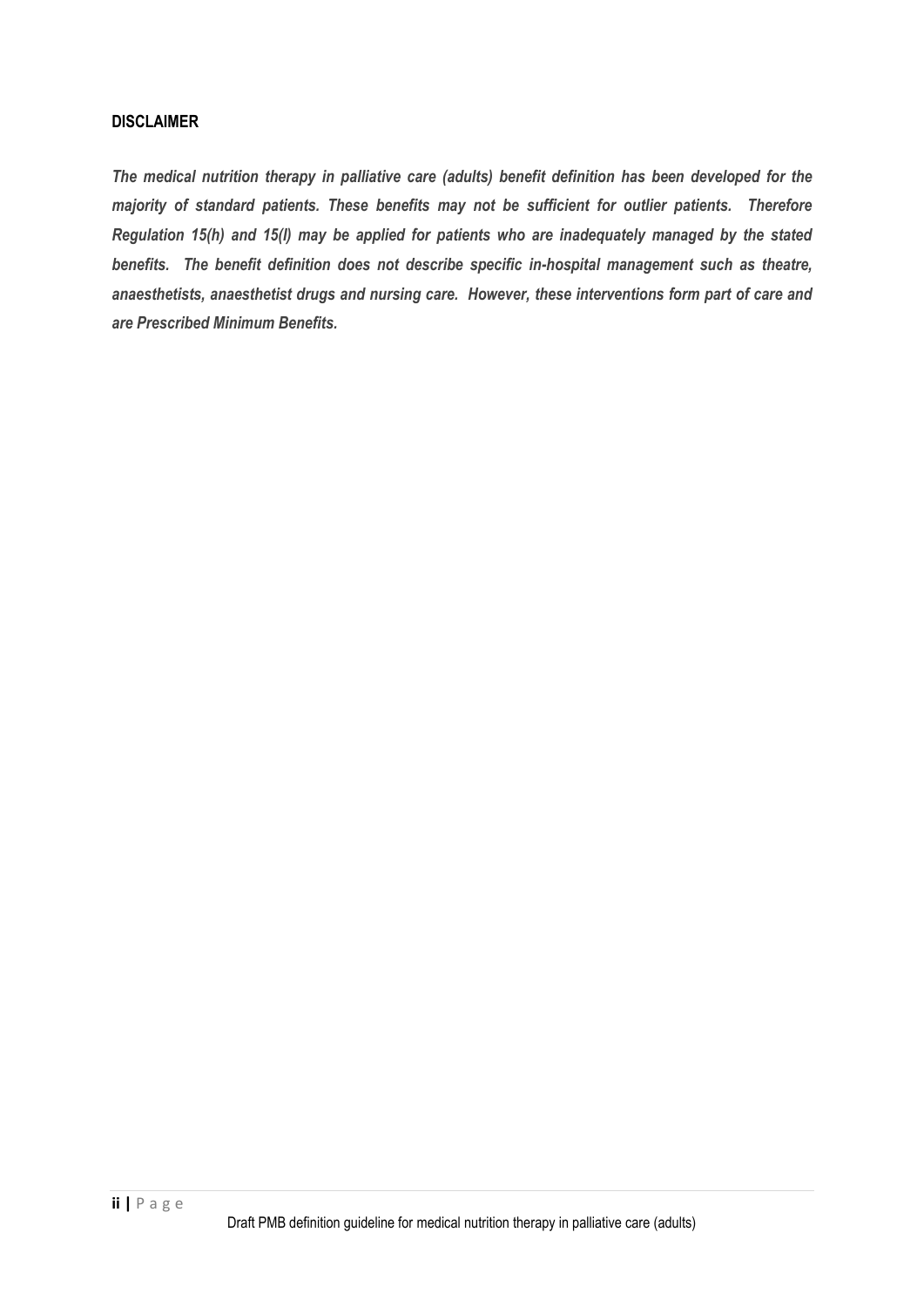**DISCLAIMER**

***The medical nutrition therapy in palliative care (adults) benefit definition has been developed for the majority of standard patients. These benefits may not be sufficient for outlier patients. Therefore Regulation 15(h) and 15(l) may be applied for patients who are inadequately managed by the stated benefits. The benefit definition does not describe specific in-hospital management such as theatre, anaesthetists, anaesthetist drugs and nursing care. However, these interventions form part of care and are Prescribed Minimum Benefits.***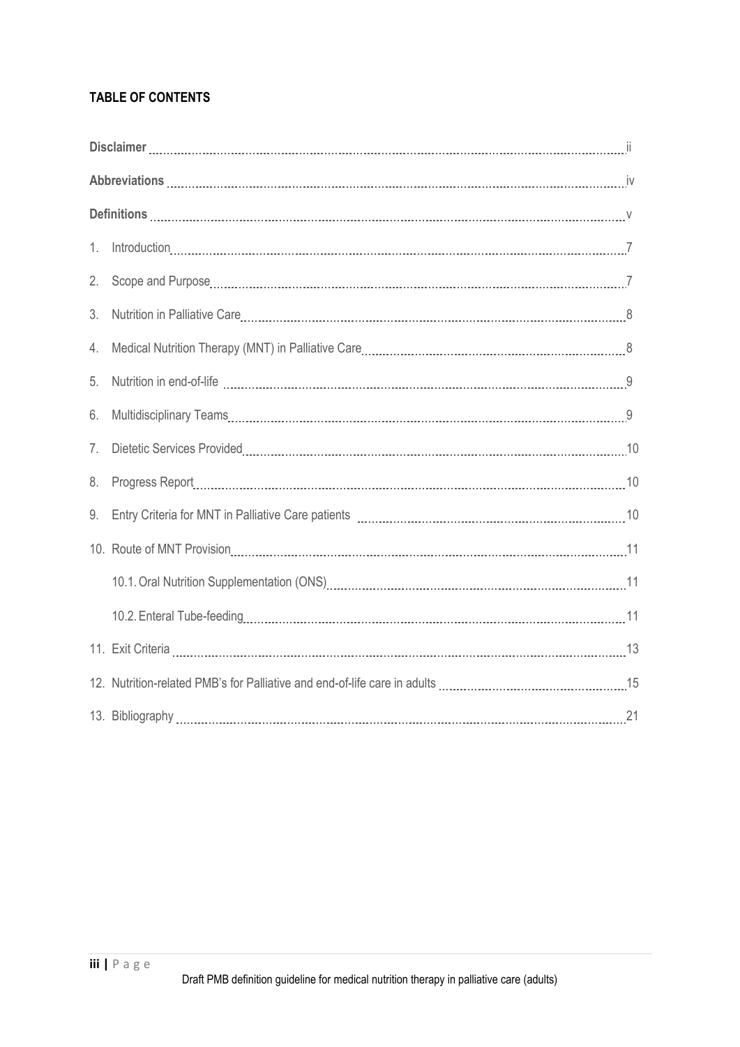**TABLE OF CONTENTS**

| | |
|---|---|
| **Disclaimer** | ii |
| **Abbreviations** | iv |
| **Definitions** | v |
| 1. Introduction | 7 |
| 2. Scope and Purpose | 7 |
| 3. Nutrition in Palliative Care | 8 |
| 4. Medical Nutrition Therapy (MNT) in Palliative Care | 8 |
| 5. Nutrition in end-of-life | 9 |
| 6. Multidisciplinary Teams | 9 |
| 7. Dietetic Services Provided | 10 |
| 8. Progress Report | 10 |
| 9. Entry Criteria for MNT in Palliative Care patients | 10 |
| 10. Route of MNT Provision | 11 |
| 10.1. Oral Nutrition Supplementation (ONS) | 11 |
| 10.2. Enteral Tube-feeding | 11 |
| 11. Exit Criteria | 13 |
| 12. Nutrition-related PMB's for Palliative and end-of-life care in adults | 15 |
| 13. Bibliography | 21 |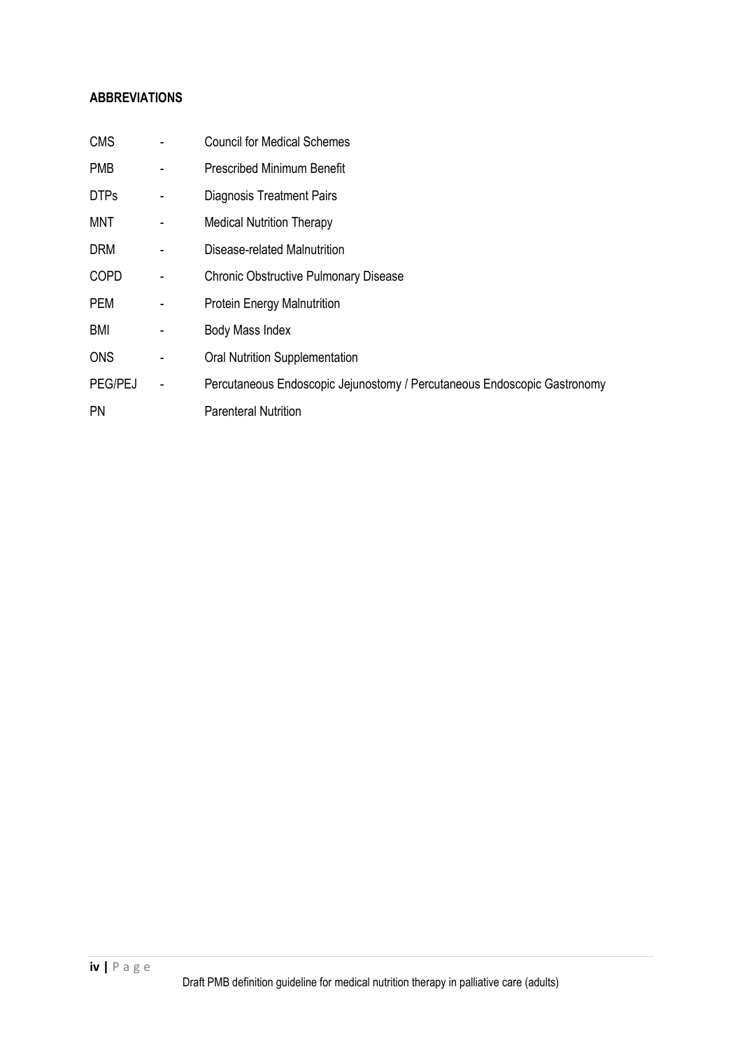**ABBREVIATIONS**

| | | |
|---|---|---|
| CMS | - | Council for Medical Schemes |
| PMB | - | Prescribed Minimum Benefit |
| DTPs | - | Diagnosis Treatment Pairs |
| MNT | - | Medical Nutrition Therapy |
| DRM | - | Disease-related Malnutrition |
| COPD | - | Chronic Obstructive Pulmonary Disease |
| PEM | - | Protein Energy Malnutrition |
| BMI | - | Body Mass Index |
| ONS | - | Oral Nutrition Supplementation |
| PEG/PEJ | - | Percutaneous Endoscopic Jejunostomy / Percutaneous Endoscopic Gastronomy |
| PN | | Parenteral Nutrition |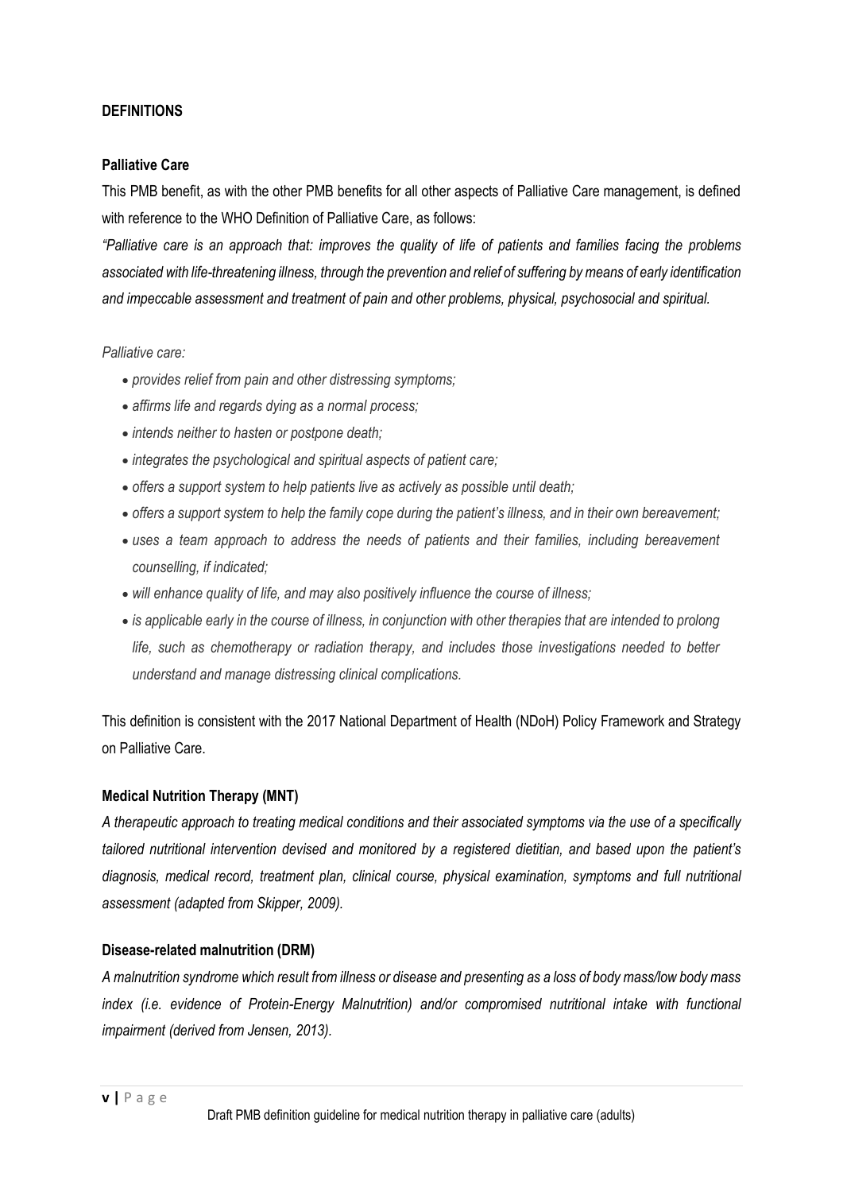## DEFINITIONS

### Palliative Care

This PMB benefit, as with the other PMB benefits for all other aspects of Palliative Care management, is defined with reference to the WHO Definition of Palliative Care, as follows:

*"Palliative care is an approach that: improves the quality of life of patients and families facing the problems associated with life-threatening illness, through the prevention and relief of suffering by means of early identification and impeccable assessment and treatment of pain and other problems, physical, psychosocial and spiritual.*

*Palliative care:*

- *provides relief from pain and other distressing symptoms;*
- *affirms life and regards dying as a normal process;*
- *intends neither to hasten or postpone death;*
- *integrates the psychological and spiritual aspects of patient care;*
- *offers a support system to help patients live as actively as possible until death;*
- *offers a support system to help the family cope during the patient's illness, and in their own bereavement;*
- *uses a team approach to address the needs of patients and their families, including bereavement counselling, if indicated;*
- *will enhance quality of life, and may also positively influence the course of illness;*
- *is applicable early in the course of illness, in conjunction with other therapies that are intended to prolong life, such as chemotherapy or radiation therapy, and includes those investigations needed to better understand and manage distressing clinical complications.*

This definition is consistent with the 2017 National Department of Health (NDoH) Policy Framework and Strategy on Palliative Care.

### Medical Nutrition Therapy (MNT)

*A therapeutic approach to treating medical conditions and their associated symptoms via the use of a specifically tailored nutritional intervention devised and monitored by a registered dietitian, and based upon the patient's diagnosis, medical record, treatment plan, clinical course, physical examination, symptoms and full nutritional assessment (adapted from Skipper, 2009).*

### Disease-related malnutrition (DRM)

*A malnutrition syndrome which result from illness or disease and presenting as a loss of body mass/low body mass index (i.e. evidence of Protein-Energy Malnutrition) and/or compromised nutritional intake with functional impairment (derived from Jensen, 2013).*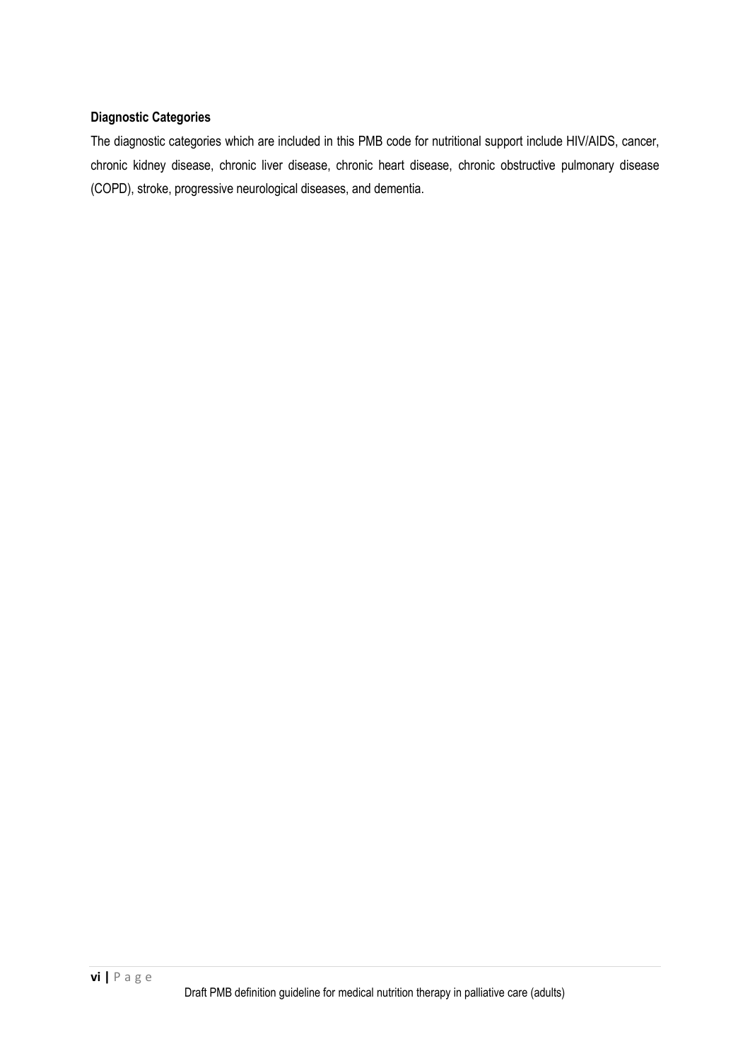**Diagnostic Categories**

The diagnostic categories which are included in this PMB code for nutritional support include HIV/AIDS, cancer, chronic kidney disease, chronic liver disease, chronic heart disease, chronic obstructive pulmonary disease (COPD), stroke, progressive neurological diseases, and dementia.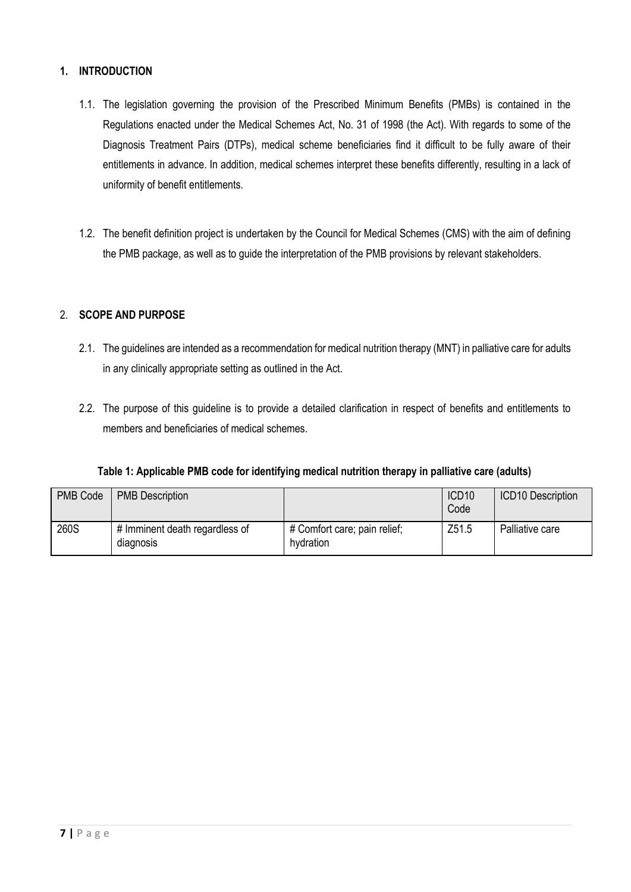## 1. INTRODUCTION

1.1. The legislation governing the provision of the Prescribed Minimum Benefits (PMBs) is contained in the Regulations enacted under the Medical Schemes Act, No. 31 of 1998 (the Act). With regards to some of the Diagnosis Treatment Pairs (DTPs), medical scheme beneficiaries find it difficult to be fully aware of their entitlements in advance. In addition, medical schemes interpret these benefits differently, resulting in a lack of uniformity of benefit entitlements.

1.2. The benefit definition project is undertaken by the Council for Medical Schemes (CMS) with the aim of defining the PMB package, as well as to guide the interpretation of the PMB provisions by relevant stakeholders.

## 2. SCOPE AND PURPOSE

2.1. The guidelines are intended as a recommendation for medical nutrition therapy (MNT) in palliative care for adults in any clinically appropriate setting as outlined in the Act.

2.2. The purpose of this guideline is to provide a detailed clarification in respect of benefits and entitlements to members and beneficiaries of medical schemes.

**Table 1: Applicable PMB code for identifying medical nutrition therapy in palliative care (adults)**

| PMB Code | PMB Description | | ICD10 Code | ICD10 Description |
|---|---|---|---|---|
| 260S | # Imminent death regardless of diagnosis | # Comfort care; pain relief; hydration | Z51.5 | Palliative care |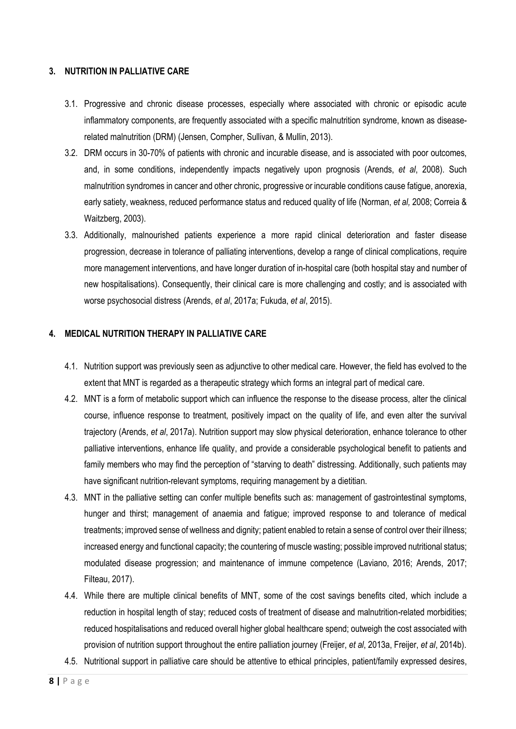## 3. NUTRITION IN PALLIATIVE CARE

3.1. Progressive and chronic disease processes, especially where associated with chronic or episodic acute inflammatory components, are frequently associated with a specific malnutrition syndrome, known as disease-related malnutrition (DRM) (Jensen, Compher, Sullivan, & Mullin, 2013).

3.2. DRM occurs in 30-70% of patients with chronic and incurable disease, and is associated with poor outcomes, and, in some conditions, independently impacts negatively upon prognosis (Arends, *et al*, 2008). Such malnutrition syndromes in cancer and other chronic, progressive or incurable conditions cause fatigue, anorexia, early satiety, weakness, reduced performance status and reduced quality of life (Norman, *et al,* 2008; Correia & Waitzberg, 2003).

3.3. Additionally, malnourished patients experience a more rapid clinical deterioration and faster disease progression, decrease in tolerance of palliating interventions, develop a range of clinical complications, require more management interventions, and have longer duration of in-hospital care (both hospital stay and number of new hospitalisations). Consequently, their clinical care is more challenging and costly; and is associated with worse psychosocial distress (Arends, *et al*, 2017a; Fukuda, *et al*, 2015).

## 4. MEDICAL NUTRITION THERAPY IN PALLIATIVE CARE

4.1. Nutrition support was previously seen as adjunctive to other medical care. However, the field has evolved to the extent that MNT is regarded as a therapeutic strategy which forms an integral part of medical care.

4.2. MNT is a form of metabolic support which can influence the response to the disease process, alter the clinical course, influence response to treatment, positively impact on the quality of life, and even alter the survival trajectory (Arends, *et al*, 2017a). Nutrition support may slow physical deterioration, enhance tolerance to other palliative interventions, enhance life quality, and provide a considerable psychological benefit to patients and family members who may find the perception of "starving to death" distressing. Additionally, such patients may have significant nutrition-relevant symptoms, requiring management by a dietitian.

4.3. MNT in the palliative setting can confer multiple benefits such as: management of gastrointestinal symptoms, hunger and thirst; management of anaemia and fatigue; improved response to and tolerance of medical treatments; improved sense of wellness and dignity; patient enabled to retain a sense of control over their illness; increased energy and functional capacity; the countering of muscle wasting; possible improved nutritional status; modulated disease progression; and maintenance of immune competence (Laviano, 2016; Arends, 2017; Filteau, 2017).

4.4. While there are multiple clinical benefits of MNT, some of the cost savings benefits cited, which include a reduction in hospital length of stay; reduced costs of treatment of disease and malnutrition-related morbidities; reduced hospitalisations and reduced overall higher global healthcare spend; outweigh the cost associated with provision of nutrition support throughout the entire palliation journey (Freijer, *et al*, 2013a, Freijer, *et al*, 2014b).

4.5. Nutritional support in palliative care should be attentive to ethical principles, patient/family expressed desires,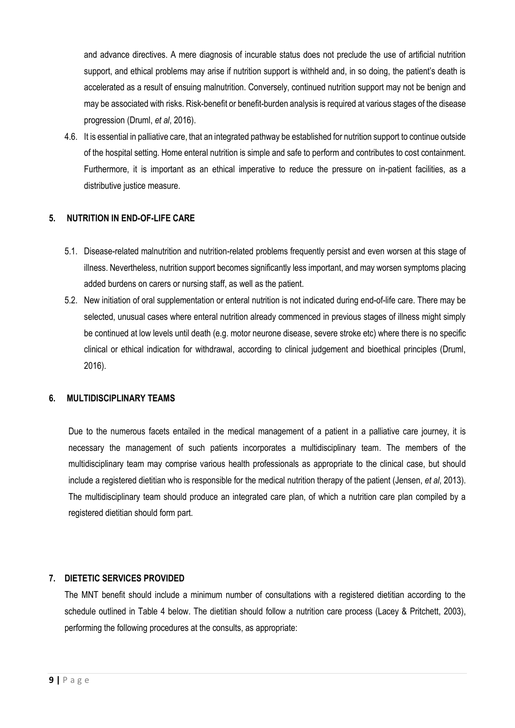and advance directives. A mere diagnosis of incurable status does not preclude the use of artificial nutrition support, and ethical problems may arise if nutrition support is withheld and, in so doing, the patient's death is accelerated as a result of ensuing malnutrition. Conversely, continued nutrition support may not be benign and may be associated with risks. Risk-benefit or benefit-burden analysis is required at various stages of the disease progression (Druml, *et al*, 2016).

4.6. It is essential in palliative care, that an integrated pathway be established for nutrition support to continue outside of the hospital setting. Home enteral nutrition is simple and safe to perform and contributes to cost containment. Furthermore, it is important as an ethical imperative to reduce the pressure on in-patient facilities, as a distributive justice measure.

## 5. NUTRITION IN END-OF-LIFE CARE

5.1. Disease-related malnutrition and nutrition-related problems frequently persist and even worsen at this stage of illness. Nevertheless, nutrition support becomes significantly less important, and may worsen symptoms placing added burdens on carers or nursing staff, as well as the patient.

5.2. New initiation of oral supplementation or enteral nutrition is not indicated during end-of-life care. There may be selected, unusual cases where enteral nutrition already commenced in previous stages of illness might simply be continued at low levels until death (e.g. motor neurone disease, severe stroke etc) where there is no specific clinical or ethical indication for withdrawal, according to clinical judgement and bioethical principles (Druml, 2016).

## 6. MULTIDISCIPLINARY TEAMS

Due to the numerous facets entailed in the medical management of a patient in a palliative care journey, it is necessary the management of such patients incorporates a multidisciplinary team. The members of the multidisciplinary team may comprise various health professionals as appropriate to the clinical case, but should include a registered dietitian who is responsible for the medical nutrition therapy of the patient (Jensen, *et al*, 2013). The multidisciplinary team should produce an integrated care plan, of which a nutrition care plan compiled by a registered dietitian should form part.

## 7. DIETETIC SERVICES PROVIDED

The MNT benefit should include a minimum number of consultations with a registered dietitian according to the schedule outlined in Table 4 below. The dietitian should follow a nutrition care process (Lacey & Pritchett, 2003), performing the following procedures at the consults, as appropriate: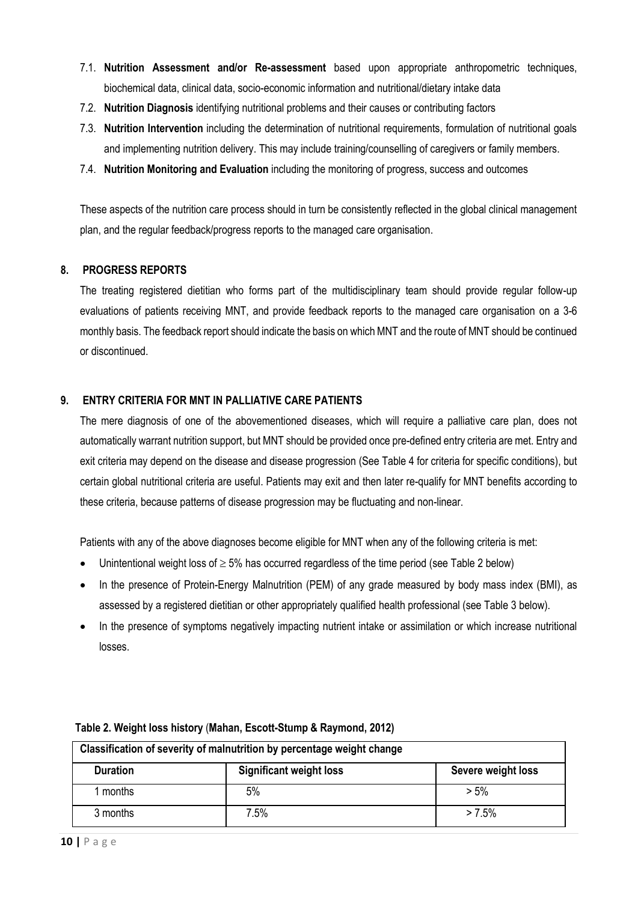7.1. **Nutrition Assessment and/or Re-assessment** based upon appropriate anthropometric techniques, biochemical data, clinical data, socio-economic information and nutritional/dietary intake data

7.2. **Nutrition Diagnosis** identifying nutritional problems and their causes or contributing factors

7.3. **Nutrition Intervention** including the determination of nutritional requirements, formulation of nutritional goals and implementing nutrition delivery. This may include training/counselling of caregivers or family members.

7.4. **Nutrition Monitoring and Evaluation** including the monitoring of progress, success and outcomes

These aspects of the nutrition care process should in turn be consistently reflected in the global clinical management plan, and the regular feedback/progress reports to the managed care organisation.

## 8. PROGRESS REPORTS

The treating registered dietitian who forms part of the multidisciplinary team should provide regular follow-up evaluations of patients receiving MNT, and provide feedback reports to the managed care organisation on a 3-6 monthly basis. The feedback report should indicate the basis on which MNT and the route of MNT should be continued or discontinued.

## 9. ENTRY CRITERIA FOR MNT IN PALLIATIVE CARE PATIENTS

The mere diagnosis of one of the abovementioned diseases, which will require a palliative care plan, does not automatically warrant nutrition support, but MNT should be provided once pre-defined entry criteria are met. Entry and exit criteria may depend on the disease and disease progression (See Table 4 for criteria for specific conditions), but certain global nutritional criteria are useful. Patients may exit and then later re-qualify for MNT benefits according to these criteria, because patterns of disease progression may be fluctuating and non-linear.

Patients with any of the above diagnoses become eligible for MNT when any of the following criteria is met:

- Unintentional weight loss of $\geq$ 5% has occurred regardless of the time period (see Table 2 below)
- In the presence of Protein-Energy Malnutrition (PEM) of any grade measured by body mass index (BMI), as assessed by a registered dietitian or other appropriately qualified health professional (see Table 3 below).
- In the presence of symptoms negatively impacting nutrient intake or assimilation or which increase nutritional losses.

**Table 2. Weight loss history (Mahan, Escott-Stump & Raymond, 2012)**

| Classification of severity of malnutrition by percentage weight change | | |
|---|---|---|
| **Duration** | **Significant weight loss** | **Severe weight loss** |
| 1 months | 5% | > 5% |
| 3 months | 7.5% | > 7.5% |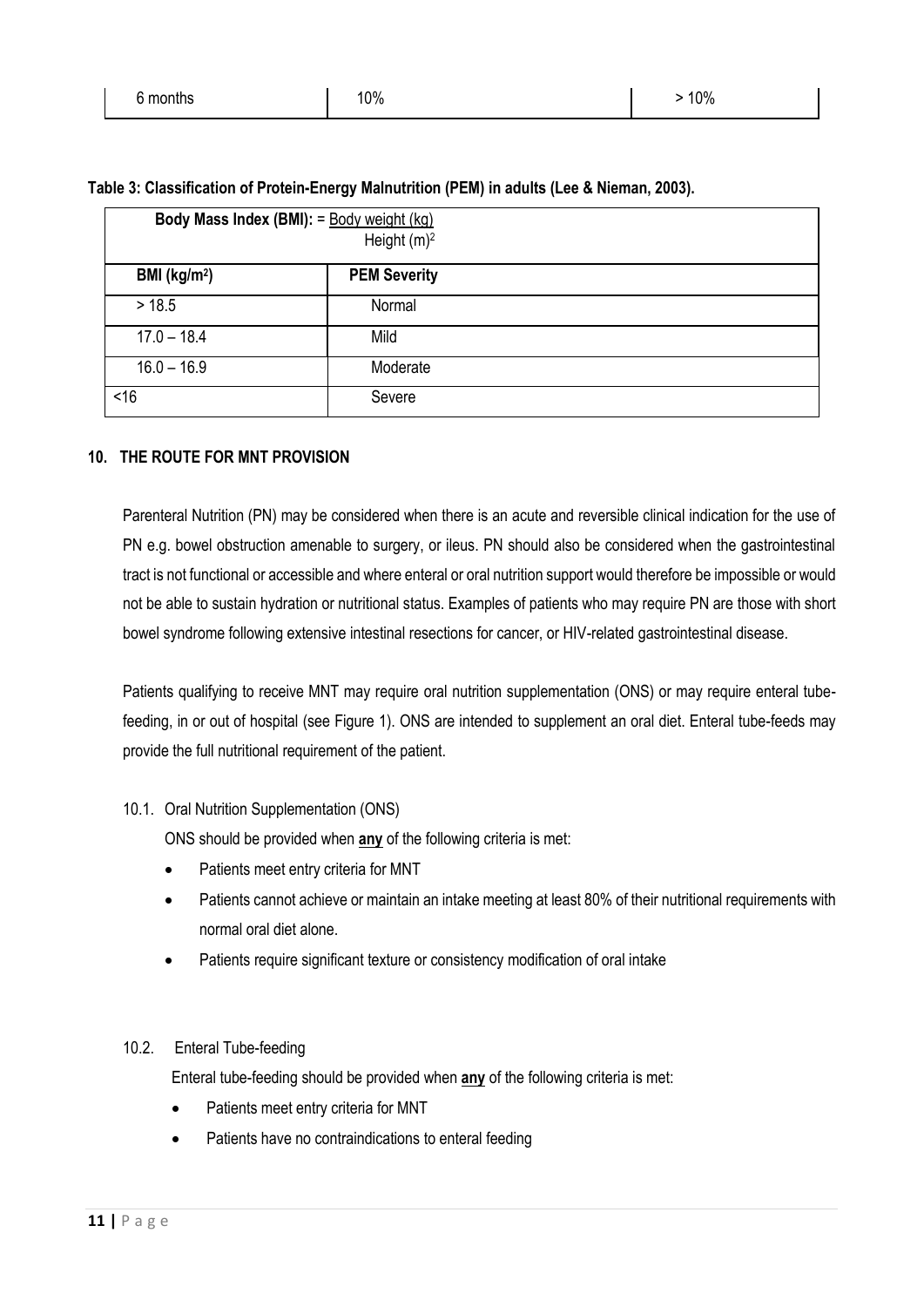| 6 months | 10% | > 10% |
|---|---|---|

**Table 3: Classification of Protein-Energy Malnutrition (PEM) in adults (Lee & Nieman, 2003).**

| **Body Mass Index (BMI):** = $\frac{\text{Body weight (kg)}}{\text{Height (m)}^2}$ | |
|---|---|
| **BMI ($kg/m^2$)** | **PEM Severity** |
| > 18.5 | Normal |
| 17.0 – 18.4 | Mild |
| 16.0 – 16.9 | Moderate |
| <16 | Severe |

## 10. THE ROUTE FOR MNT PROVISION

Parenteral Nutrition (PN) may be considered when there is an acute and reversible clinical indication for the use of PN e.g. bowel obstruction amenable to surgery, or ileus. PN should also be considered when the gastrointestinal tract is not functional or accessible and where enteral or oral nutrition support would therefore be impossible or would not be able to sustain hydration or nutritional status. Examples of patients who may require PN are those with short bowel syndrome following extensive intestinal resections for cancer, or HIV-related gastrointestinal disease.

Patients qualifying to receive MNT may require oral nutrition supplementation (ONS) or may require enteral tube-feeding, in or out of hospital (see Figure 1). ONS are intended to supplement an oral diet. Enteral tube-feeds may provide the full nutritional requirement of the patient.

### 10.1. Oral Nutrition Supplementation (ONS)

ONS should be provided when **any** of the following criteria is met:

- Patients meet entry criteria for MNT
- Patients cannot achieve or maintain an intake meeting at least 80% of their nutritional requirements with normal oral diet alone.
- Patients require significant texture or consistency modification of oral intake

### 10.2. Enteral Tube-feeding

Enteral tube-feeding should be provided when **any** of the following criteria is met:

- Patients meet entry criteria for MNT
- Patients have no contraindications to enteral feeding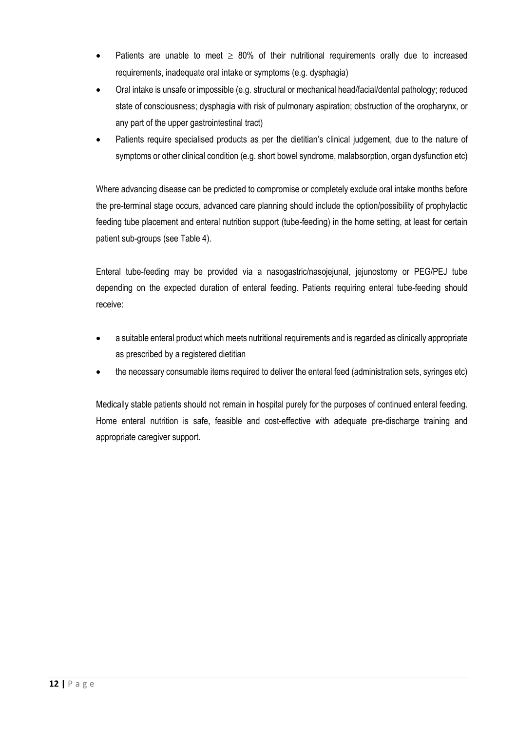- Patients are unable to meet $\geq$ 80% of their nutritional requirements orally due to increased requirements, inadequate oral intake or symptoms (e.g. dysphagia)
- Oral intake is unsafe or impossible (e.g. structural or mechanical head/facial/dental pathology; reduced state of consciousness; dysphagia with risk of pulmonary aspiration; obstruction of the oropharynx, or any part of the upper gastrointestinal tract)
- Patients require specialised products as per the dietitian's clinical judgement, due to the nature of symptoms or other clinical condition (e.g. short bowel syndrome, malabsorption, organ dysfunction etc)

Where advancing disease can be predicted to compromise or completely exclude oral intake months before the pre-terminal stage occurs, advanced care planning should include the option/possibility of prophylactic feeding tube placement and enteral nutrition support (tube-feeding) in the home setting, at least for certain patient sub-groups (see Table 4).

Enteral tube-feeding may be provided via a nasogastric/nasojejunal, jejunostomy or PEG/PEJ tube depending on the expected duration of enteral feeding. Patients requiring enteral tube-feeding should receive:

- a suitable enteral product which meets nutritional requirements and is regarded as clinically appropriate as prescribed by a registered dietitian
- the necessary consumable items required to deliver the enteral feed (administration sets, syringes etc)

Medically stable patients should not remain in hospital purely for the purposes of continued enteral feeding. Home enteral nutrition is safe, feasible and cost-effective with adequate pre-discharge training and appropriate caregiver support.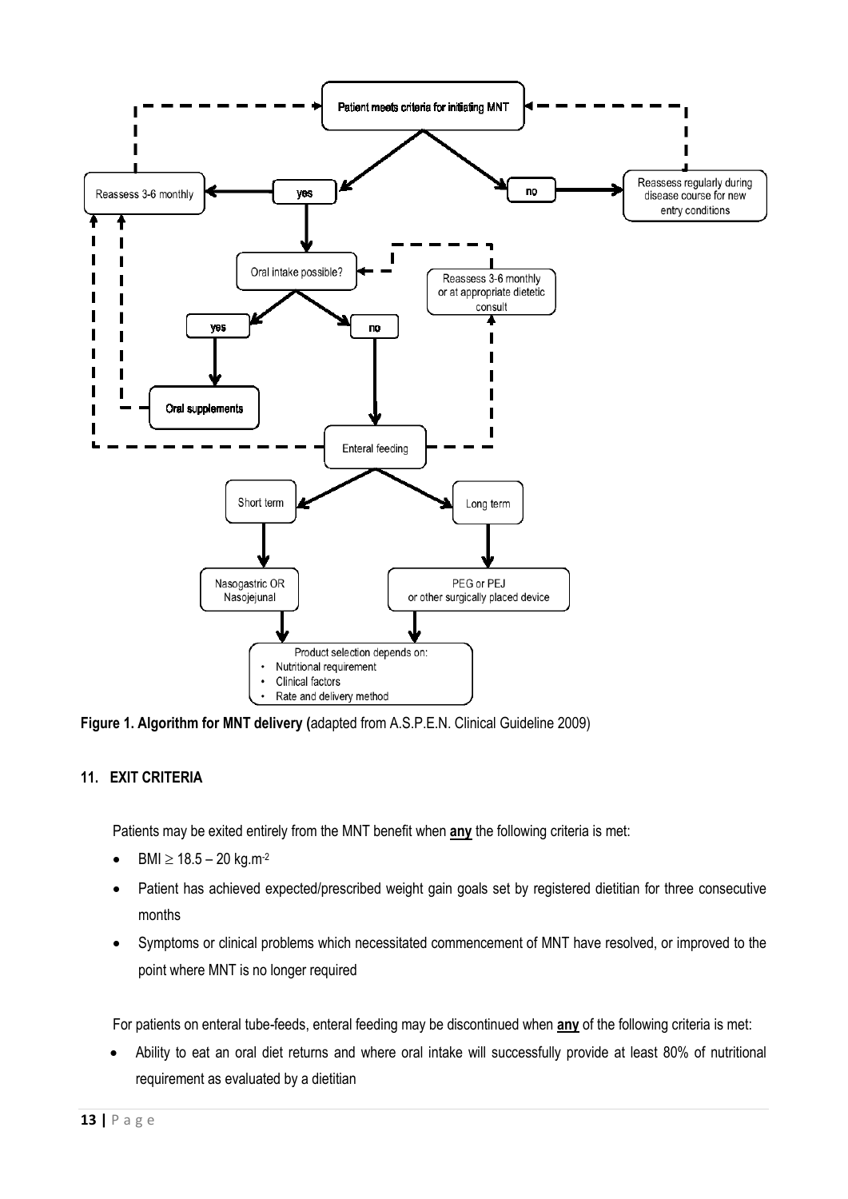Patient meets criteria for initiating MNT

yes → Reassess 3-6 monthly

no → Reassess regularly during disease course for new entry conditions

Oral intake possible?

yes → Oral supplements

no → Enteral feeding

Reassess 3-6 monthly or at appropriate dietetic consult

Short term → Nasogastric OR Nasojejunal

Long term → PEG or PEJ or other surgically placed device

Product selection depends on:
- Nutritional requirement
- Clinical factors
- Rate and delivery method

**Figure 1. Algorithm for MNT delivery (**adapted from A.S.P.E.N. Clinical Guideline 2009)

## 11. EXIT CRITERIA

Patients may be exited entirely from the MNT benefit when **any** the following criteria is met:

- BMI $\geq$ 18.5 – 20 kg.m$^{-2}$
- Patient has achieved expected/prescribed weight gain goals set by registered dietitian for three consecutive months
- Symptoms or clinical problems which necessitated commencement of MNT have resolved, or improved to the point where MNT is no longer required

For patients on enteral tube-feeds, enteral feeding may be discontinued when **any** of the following criteria is met:

- Ability to eat an oral diet returns and where oral intake will successfully provide at least 80% of nutritional requirement as evaluated by a dietitian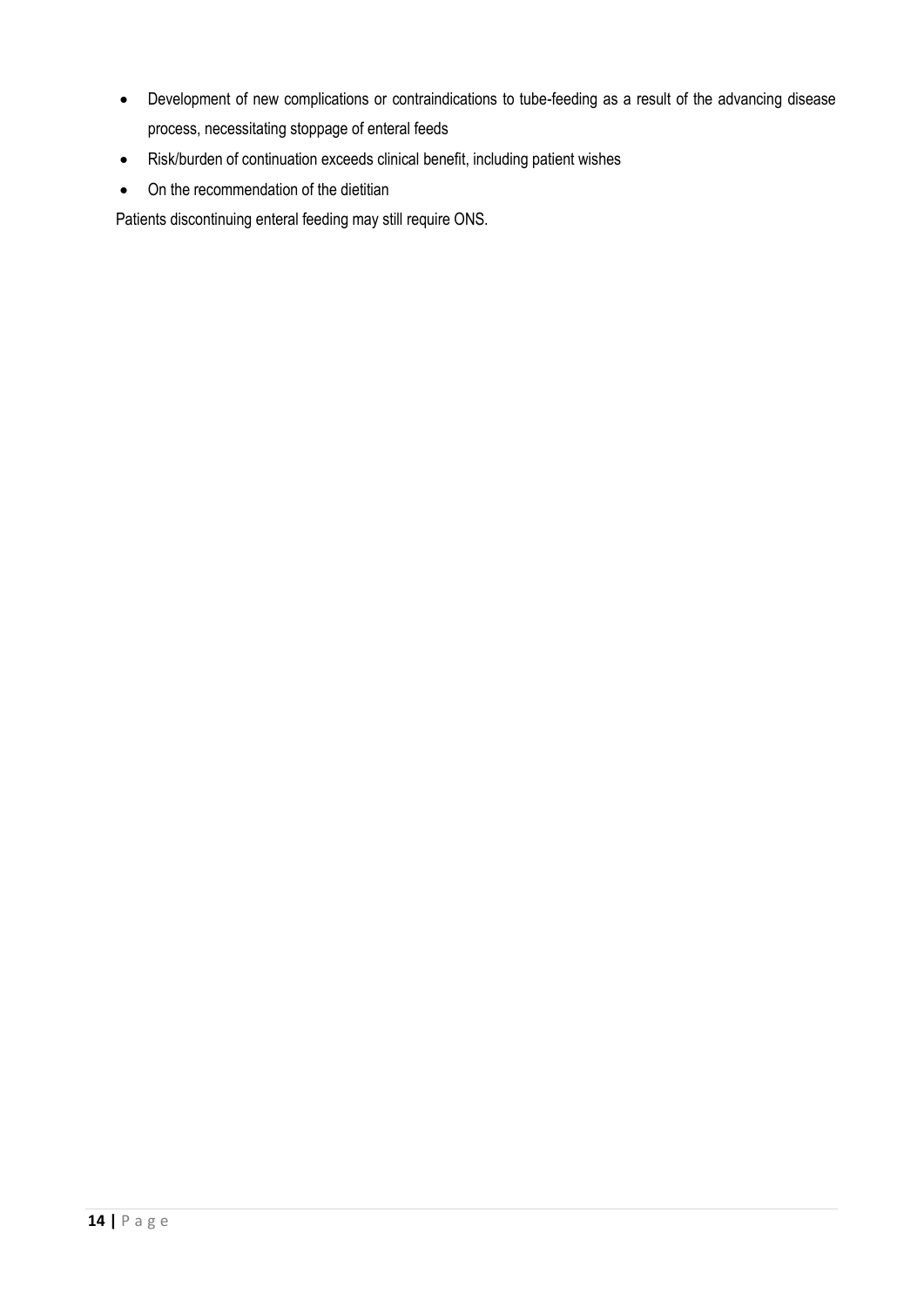- Development of new complications or contraindications to tube-feeding as a result of the advancing disease process, necessitating stoppage of enteral feeds
- Risk/burden of continuation exceeds clinical benefit, including patient wishes
- On the recommendation of the dietitian

Patients discontinuing enteral feeding may still require ONS.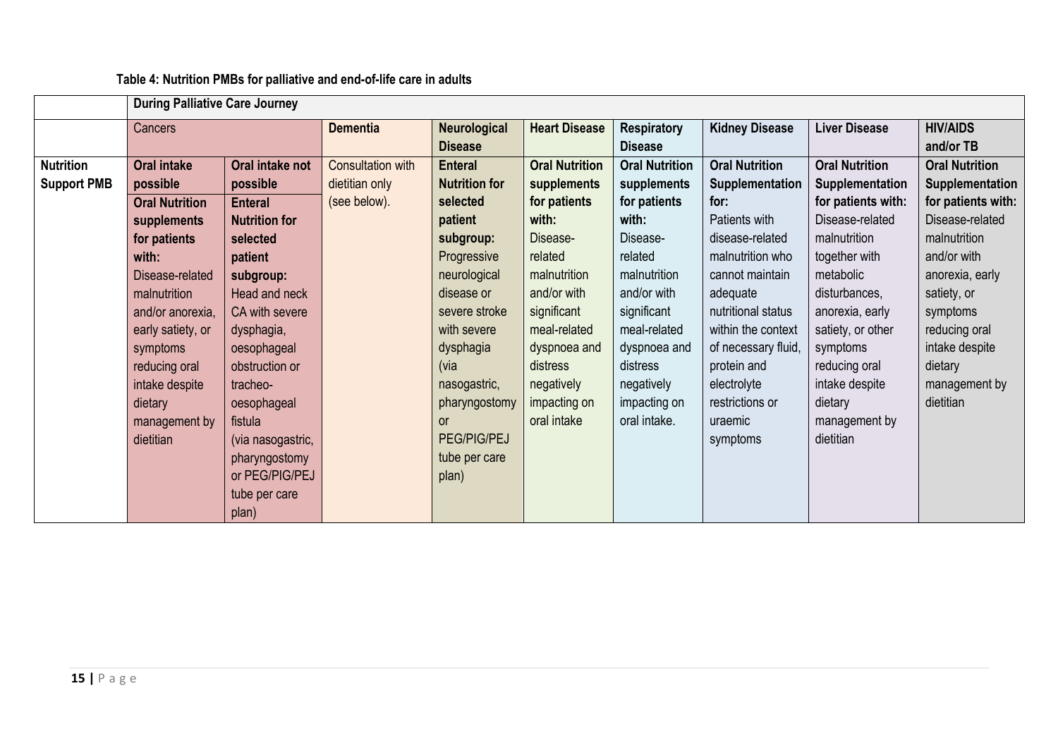**Table 4: Nutrition PMBs for palliative and end-of-life care in adults**

| | During Palliative Care Journey | | | | | | | | |
|---|---|---|---|---|---|---|---|---|---|
| | Cancers | | **Dementia** | **Neurological Disease** | **Heart Disease** | **Respiratory Disease** | **Kidney Disease** | **Liver Disease** | **HIV/AIDS and/or TB** |
| **Nutrition Support PMB** | **Oral intake possible** **Oral Nutrition supplements for patients with:** Disease-related malnutrition and/or anorexia, early satiety, or symptoms reducing oral intake despite dietary management by dietitian | **Oral intake not possible** **Enteral Nutrition for selected patient subgroup:** Head and neck CA with severe dysphagia, oesophageal obstruction or tracheo-oesophageal fistula (via nasogastric, pharyngostomy or PEG/PIG/PEJ tube per care plan) | Consultation with dietitian only (see below). | **Enteral Nutrition for selected patient subgroup:** Progressive neurological disease or severe stroke with severe dysphagia (via nasogastric, pharyngostomy or PEG/PIG/PEJ tube per care plan) | **Oral Nutrition supplements for patients with:** Disease-related malnutrition and/or with significant meal-related dyspnoea and distress negatively impacting on oral intake | **Oral Nutrition supplements for patients with:** Disease-related malnutrition and/or with significant meal-related dyspnoea and distress negatively impacting on oral intake. | **Oral Nutrition Supplementation for:** Patients with disease-related malnutrition who cannot maintain adequate nutritional status within the context of necessary fluid, protein and electrolyte restrictions or uraemic symptoms | **Oral Nutrition Supplementation for patients with:** Disease-related malnutrition together with metabolic disturbances, anorexia, early satiety, or other symptoms reducing oral intake despite dietary management by dietitian | **Oral Nutrition Supplementation for patients with:** Disease-related malnutrition and/or with anorexia, early satiety, or symptoms reducing oral intake despite dietary management by dietitian |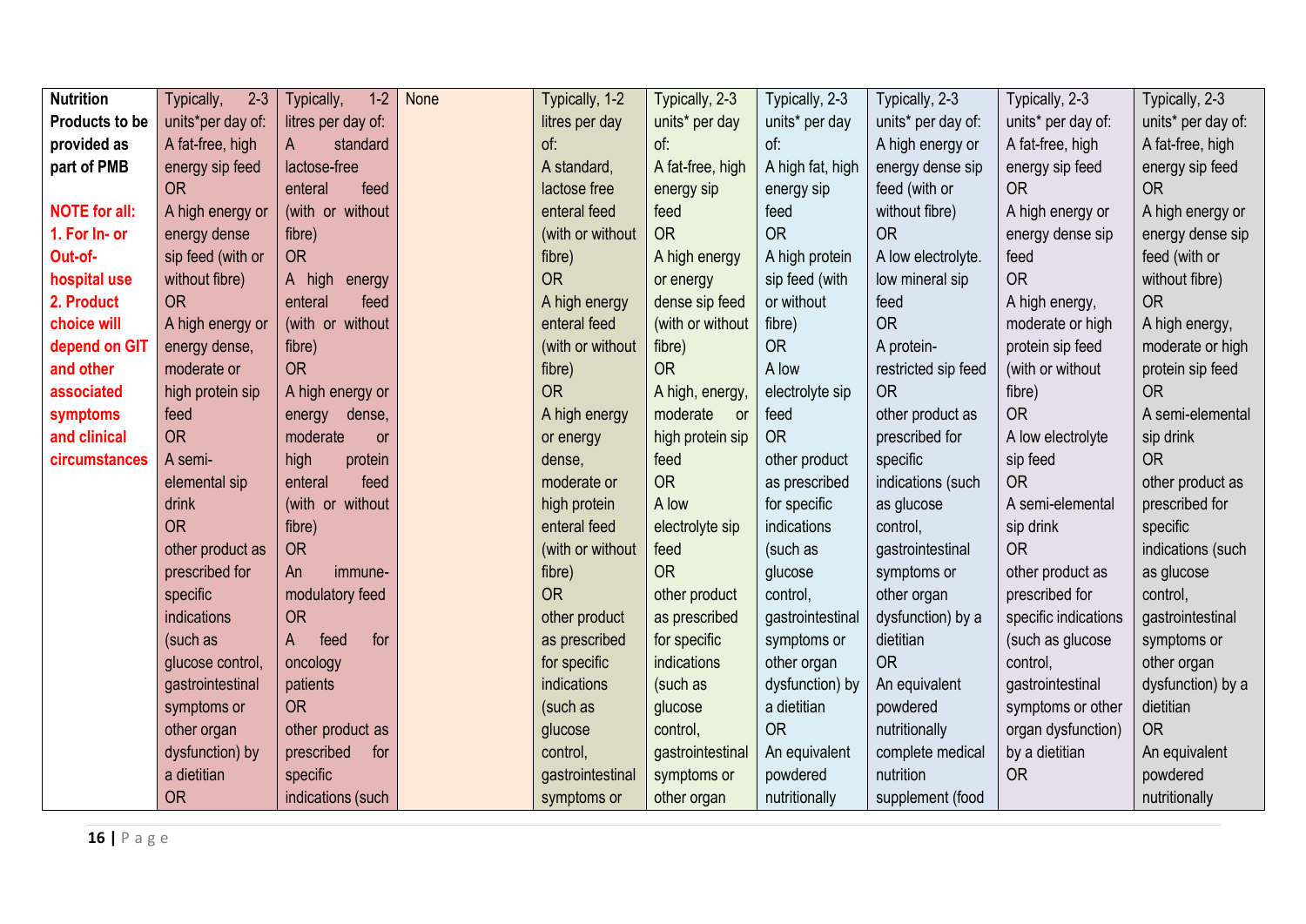| **Nutrition Products to be provided as part of PMB** **NOTE for all: 1. For In- or Out-of-hospital use 2. Product choice will depend on GIT and other associated symptoms and clinical circumstances** | Typically, 2-3 units*per day of: A fat-free, high energy sip feed OR A high energy or energy dense sip feed (with or without fibre) OR A high energy or energy dense, moderate or high protein sip feed OR A semi-elemental sip drink OR other product as prescribed for specific indications (such as glucose control, gastrointestinal symptoms or other organ dysfunction) by a dietitian OR | Typically, 1-2 litres per day of: A standard lactose-free enteral feed (with or without fibre) OR A high energy enteral feed (with or without fibre) OR A high energy or energy dense, moderate or high protein enteral feed (with or without fibre) OR An immune-modulatory feed OR A feed for oncology patients OR other product as prescribed for specific indications (such | None | Typically, 1-2 litres per day of: A standard, lactose free enteral feed (with or without fibre) OR A high energy enteral feed (with or without fibre) OR A high energy or energy dense, moderate or high protein enteral feed (with or without fibre) OR other product as prescribed for specific indications (such as glucose control, gastrointestinal symptoms or | Typically, 2-3 units* per day of: A fat-free, high energy sip feed OR A high energy or energy dense sip feed (with or without fibre) OR A high, energy, moderate or high protein sip feed OR A low electrolyte sip feed OR other product as prescribed for specific indications (such as glucose control, gastrointestinal symptoms or other organ | Typically, 2-3 units* per day of: A high fat, high energy sip feed OR A high protein sip feed (with or without fibre) OR A low electrolyte sip feed OR other product as prescribed for specific indications (such as glucose control, gastrointestinal symptoms or other organ dysfunction) by a dietitian OR An equivalent powdered nutritionally | Typically, 2-3 units* per day of: A high energy or energy dense sip feed (with or without fibre) OR A low electrolyte. low mineral sip feed OR A protein-restricted sip feed OR other product as prescribed for specific indications (such as glucose control, gastrointestinal symptoms or other organ dysfunction) by a dietitian OR An equivalent powdered nutritionally complete medical nutrition supplement (food | Typically, 2-3 units* per day of: A fat-free, high energy sip feed OR A high energy or energy dense sip feed OR A high energy, moderate or high protein sip feed (with or without fibre) OR A low electrolyte sip feed OR A semi-elemental sip drink OR other product as prescribed for specific indications (such as glucose control, gastrointestinal symptoms or other organ dysfunction) by a dietitian OR | Typically, 2-3 units* per day of: A fat-free, high energy sip feed OR A high energy or energy dense sip feed (with or without fibre) OR A high energy, moderate or high protein sip feed OR A semi-elemental sip drink OR other product as prescribed for specific indications (such as glucose control, gastrointestinal symptoms or other organ dysfunction) by a dietitian OR An equivalent powdered nutritionally |
|---|---|---|---|---|---|---|---|---|---|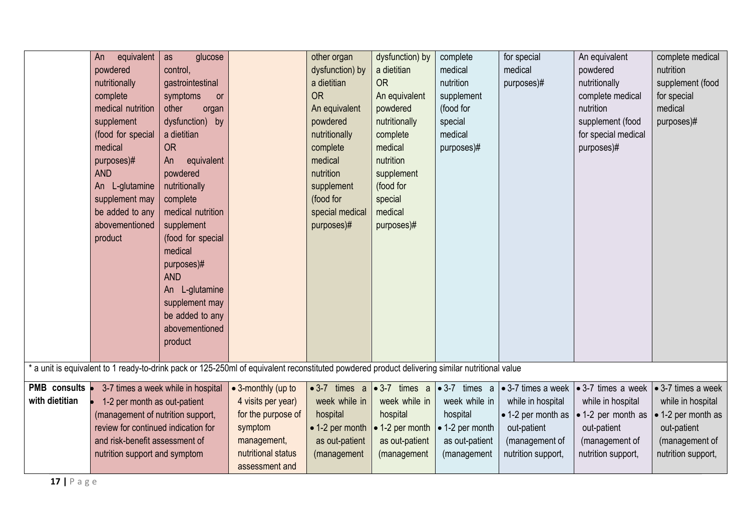| | | | | | | | | | |
|---|---|---|---|---|---|---|---|---|---|
| | An equivalent powdered nutritionally complete medical nutrition supplement (food for special medical purposes)# AND An L-glutamine supplement may be added to any abovementioned product | as glucose control, gastrointestinal symptoms or other organ dysfunction) by a dietitian OR An equivalent powdered nutritionally complete medical nutrition supplement (food for special medical purposes)# AND An L-glutamine supplement may be added to any abovementioned product | | other organ dysfunction) by a dietitian OR An equivalent powdered nutritionally complete medical nutrition supplement (food for special medical purposes)# | dysfunction) by a dietitian OR An equivalent powdered nutritionally complete medical nutrition supplement (food for special medical purposes)# | complete medical nutrition supplement (food for special medical purposes)# | for special medical purposes)# | An equivalent powdered nutritionally complete medical nutrition supplement (food for special medical purposes)# | complete medical nutrition supplement (food for special medical purposes)# |
| * a unit is equivalent to 1 ready-to-drink pack or 125-250ml of equivalent reconstituted powdered product delivering similar nutritional value | | | | | | | | | |
| **PMB consults with dietitian** | • 3-7 times a week while in hospital<br>• 1-2 per month as out-patient (management of nutrition support, review for continued indication for and risk-benefit assessment of nutrition support and symptom | | • 3-monthly (up to 4 visits per year) for the purpose of symptom management, nutritional status assessment and | • 3-7 times a week while in hospital<br>• 1-2 per month as out-patient (management | • 3-7 times a week while in hospital<br>• 1-2 per month as out-patient (management | • 3-7 times a week while in hospital<br>• 1-2 per month as out-patient (management | • 3-7 times a week while in hospital<br>• 1-2 per month as out-patient (management of nutrition support, | • 3-7 times a week while in hospital<br>• 1-2 per month as out-patient (management of nutrition support, | • 3-7 times a week while in hospital<br>• 1-2 per month as out-patient (management of nutrition support, |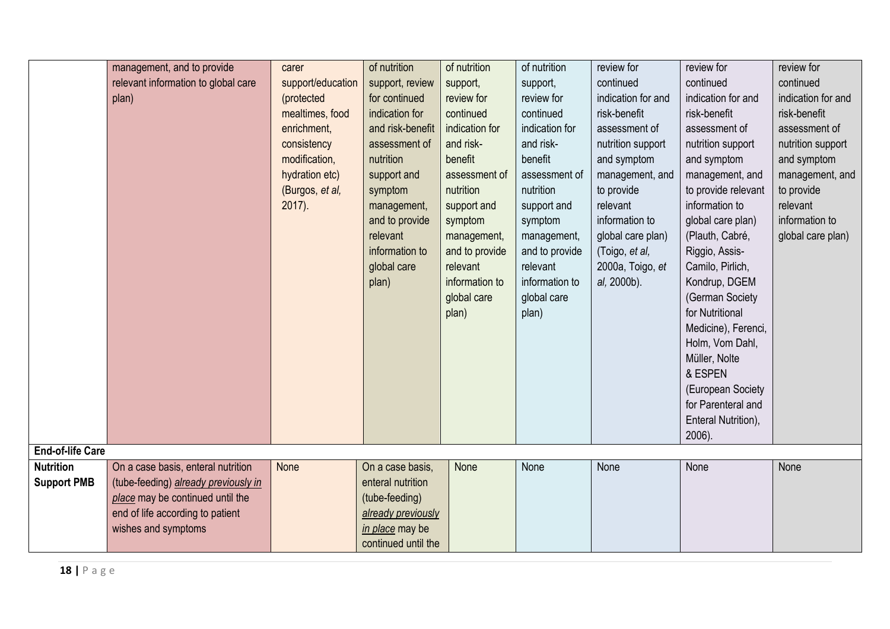| | | | | | | | | |
|---|---|---|---|---|---|---|---|---|
| | management, and to provide relevant information to global care plan) | carer support/education (protected mealtimes, food enrichment, consistency modification, hydration etc) (Burgos, *et al,* 2017). | of nutrition support, review for continued indication for and risk-benefit assessment of nutrition support and symptom management, and to provide relevant information to global care plan) | of nutrition support, review for continued indication for and risk-benefit assessment of nutrition support and symptom management, and to provide relevant information to global care plan) | of nutrition support, review for continued indication for and risk-benefit assessment of nutrition support and symptom management, and to provide relevant information to global care plan) | review for continued indication for and risk-benefit assessment of nutrition support and symptom management, and to provide relevant information to global care plan) (Toigo, *et al,* 2000a, Toigo, *et al,* 2000b). | review for continued indication for and risk-benefit assessment of nutrition support and symptom management, and to provide relevant information to global care plan) (Plauth, Cabré, Riggio, Assis-Camilo, Pirlich, Kondrup, DGEM (German Society for Nutritional Medicine), Ferenci, Holm, Vom Dahl, Müller, Nolte & ESPEN (European Society for Parenteral and Enteral Nutrition), 2006). | review for continued indication for and risk-benefit assessment of nutrition support and symptom management, and to provide relevant information to global care plan) |
| **End-of-life Care** | | | | | | | | |
| **Nutrition Support PMB** | On a case basis, enteral nutrition (tube-feeding) *already previously in place* may be continued until the end of life according to patient wishes and symptoms | None | On a case basis, enteral nutrition (tube-feeding) *already previously in place* may be continued until the | None | None | None | None | None |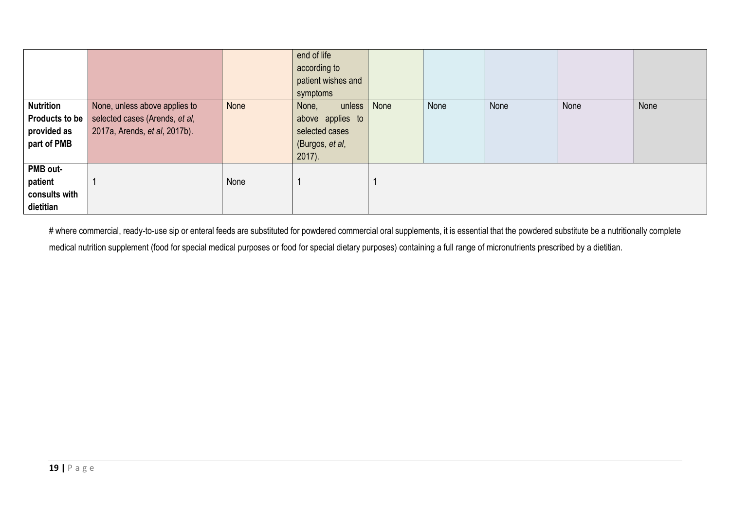| | | | | | | | | |
|---|---|---|---|---|---|---|---|---|
| | | | end of life according to patient wishes and symptoms | | | | | |
| **Nutrition Products to be provided as part of PMB** | None, unless above applies to selected cases (Arends, *et al*, 2017a, Arends, *et al*, 2017b). | None | None, unless above applies to selected cases (Burgos, *et al*, 2017). | None | None | None | None | None |
| **PMB out-patient consults with dietitian** | 1 | None | 1 | 1 | | | | |

# where commercial, ready-to-use sip or enteral feeds are substituted for powdered commercial oral supplements, it is essential that the powdered substitute be a nutritionally complete medical nutrition supplement (food for special medical purposes or food for special dietary purposes) containing a full range of micronutrients prescribed by a dietitian.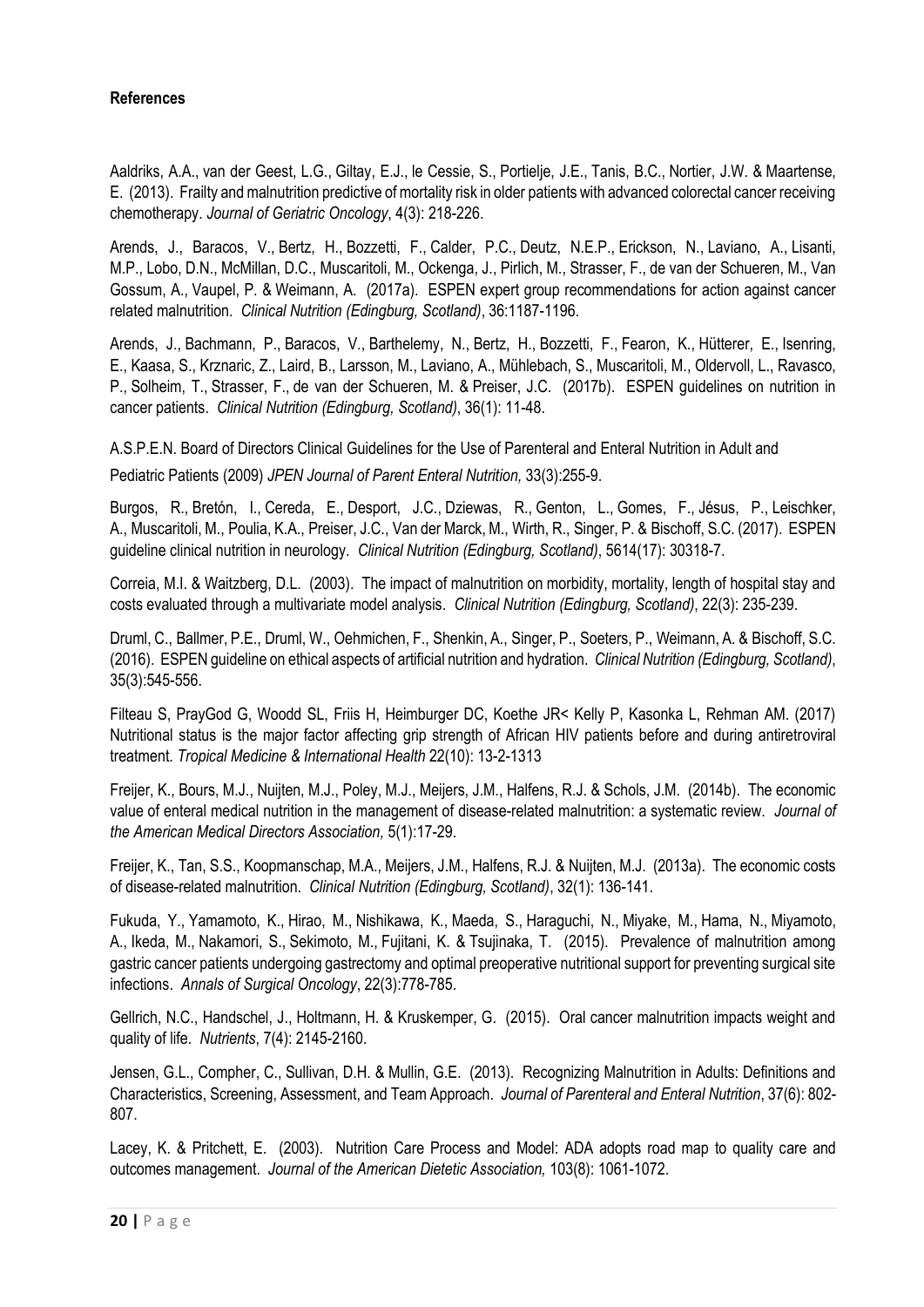**References**

Aaldriks, A.A., van der Geest, L.G., Giltay, E.J., le Cessie, S., Portielje, J.E., Tanis, B.C., Nortier, J.W. & Maartense, E. (2013). Frailty and malnutrition predictive of mortality risk in older patients with advanced colorectal cancer receiving chemotherapy. *Journal of Geriatric Oncology*, 4(3): 218-226.

Arends, J., Baracos, V., Bertz, H., Bozzetti, F., Calder, P.C., Deutz, N.E.P., Erickson, N., Laviano, A., Lisanti, M.P., Lobo, D.N., McMillan, D.C., Muscaritoli, M., Ockenga, J., Pirlich, M., Strasser, F., de van der Schueren, M., Van Gossum, A., Vaupel, P. & Weimann, A. (2017a). ESPEN expert group recommendations for action against cancer related malnutrition. *Clinical Nutrition (Edingburg, Scotland)*, 36:1187-1196.

Arends, J., Bachmann, P., Baracos, V., Barthelemy, N., Bertz, H., Bozzetti, F., Fearon, K., Hütterer, E., Isenring, E., Kaasa, S., Krznaric, Z., Laird, B., Larsson, M., Laviano, A., Mühlebach, S., Muscaritoli, M., Oldervoll, L., Ravasco, P., Solheim, T., Strasser, F., de van der Schueren, M. & Preiser, J.C. (2017b). ESPEN guidelines on nutrition in cancer patients. *Clinical Nutrition (Edingburg, Scotland)*, 36(1): 11-48.

A.S.P.E.N. Board of Directors Clinical Guidelines for the Use of Parenteral and Enteral Nutrition in Adult and Pediatric Patients (2009) *JPEN Journal of Parent Enteral Nutrition,* 33(3):255-9.

Burgos, R., Bretón, I., Cereda, E., Desport, J.C., Dziewas, R., Genton, L., Gomes, F., Jésus, P., Leischker, A., Muscaritoli, M., Poulia, K.A., Preiser, J.C., Van der Marck, M., Wirth, R., Singer, P. & Bischoff, S.C. (2017). ESPEN guideline clinical nutrition in neurology. *Clinical Nutrition (Edingburg, Scotland)*, 5614(17): 30318-7.

Correia, M.I. & Waitzberg, D.L. (2003). The impact of malnutrition on morbidity, mortality, length of hospital stay and costs evaluated through a multivariate model analysis. *Clinical Nutrition (Edingburg, Scotland)*, 22(3): 235-239.

Druml, C., Ballmer, P.E., Druml, W., Oehmichen, F., Shenkin, A., Singer, P., Soeters, P., Weimann, A. & Bischoff, S.C. (2016). ESPEN guideline on ethical aspects of artificial nutrition and hydration. *Clinical Nutrition (Edingburg, Scotland)*, 35(3):545-556.

Filteau S, PrayGod G, Woodd SL, Friis H, Heimburger DC, Koethe JR< Kelly P, Kasonka L, Rehman AM. (2017) Nutritional status is the major factor affecting grip strength of African HIV patients before and during antiretroviral treatment. *Tropical Medicine & International Health* 22(10): 13-2-1313

Freijer, K., Bours, M.J., Nuijten, M.J., Poley, M.J., Meijers, J.M., Halfens, R.J. & Schols, J.M. (2014b). The economic value of enteral medical nutrition in the management of disease-related malnutrition: a systematic review. *Journal of the American Medical Directors Association,* 5(1):17-29.

Freijer, K., Tan, S.S., Koopmanschap, M.A., Meijers, J.M., Halfens, R.J. & Nuijten, M.J. (2013a). The economic costs of disease-related malnutrition. *Clinical Nutrition (Edingburg, Scotland)*, 32(1): 136-141.

Fukuda, Y., Yamamoto, K., Hirao, M., Nishikawa, K., Maeda, S., Haraguchi, N., Miyake, M., Hama, N., Miyamoto, A., Ikeda, M., Nakamori, S., Sekimoto, M., Fujitani, K. & Tsujinaka, T. (2015). Prevalence of malnutrition among gastric cancer patients undergoing gastrectomy and optimal preoperative nutritional support for preventing surgical site infections. *Annals of Surgical Oncology*, 22(3):778-785.

Gellrich, N.C., Handschel, J., Holtmann, H. & Kruskemper, G. (2015). Oral cancer malnutrition impacts weight and quality of life. *Nutrients*, 7(4): 2145-2160.

Jensen, G.L., Compher, C., Sullivan, D.H. & Mullin, G.E. (2013). Recognizing Malnutrition in Adults: Definitions and Characteristics, Screening, Assessment, and Team Approach. *Journal of Parenteral and Enteral Nutrition*, 37(6): 802-807.

Lacey, K. & Pritchett, E. (2003). Nutrition Care Process and Model: ADA adopts road map to quality care and outcomes management. *Journal of the American Dietetic Association,* 103(8): 1061-1072.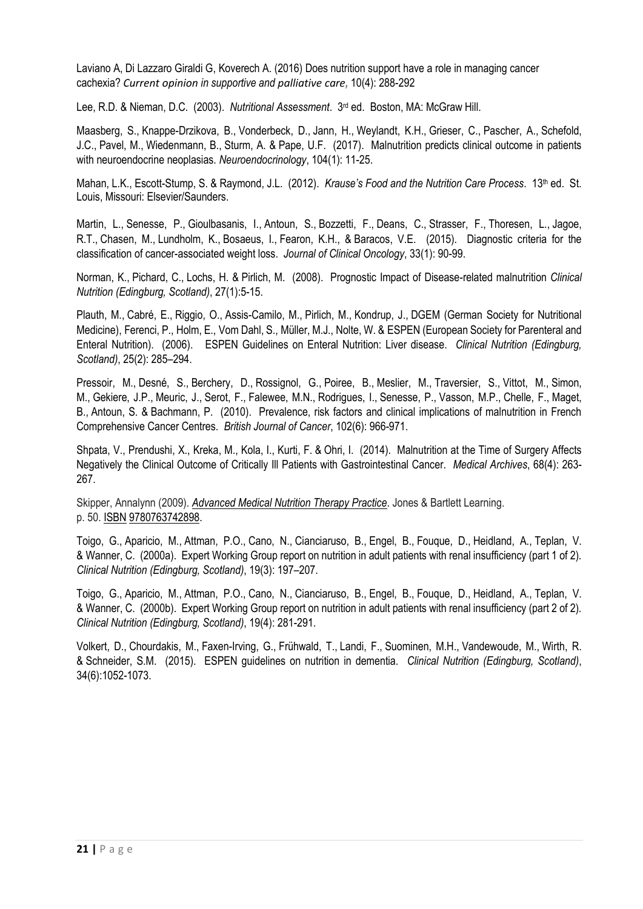Laviano A, Di Lazzaro Giraldi G, Koverech A. (2016) Does nutrition support have a role in managing cancer cachexia? *Current opinion in supportive and palliative care*, 10(4): 288-292

Lee, R.D. & Nieman, D.C. (2003). *Nutritional Assessment*. 3rd ed. Boston, MA: McGraw Hill.

Maasberg, S., Knappe-Drzikova, B., Vonderbeck, D., Jann, H., Weylandt, K.H., Grieser, C., Pascher, A., Schefold, J.C., Pavel, M., Wiedenmann, B., Sturm, A. & Pape, U.F. (2017). Malnutrition predicts clinical outcome in patients with neuroendocrine neoplasias. *Neuroendocrinology*, 104(1): 11-25.

Mahan, L.K., Escott-Stump, S. & Raymond, J.L. (2012). *Krause's Food and the Nutrition Care Process*. 13th ed. St. Louis, Missouri: Elsevier/Saunders.

Martin, L., Senesse, P., Gioulbasanis, I., Antoun, S., Bozzetti, F., Deans, C., Strasser, F., Thoresen, L., Jagoe, R.T., Chasen, M., Lundholm, K., Bosaeus, I., Fearon, K.H., & Baracos, V.E. (2015). Diagnostic criteria for the classification of cancer-associated weight loss. *Journal of Clinical Oncology*, 33(1): 90-99.

Norman, K., Pichard, C., Lochs, H. & Pirlich, M. (2008). Prognostic Impact of Disease-related malnutrition *Clinical Nutrition (Edingburg, Scotland)*, 27(1):5-15.

Plauth, M., Cabré, E., Riggio, O., Assis-Camilo, M., Pirlich, M., Kondrup, J., DGEM (German Society for Nutritional Medicine), Ferenci, P., Holm, E., Vom Dahl, S., Müller, M.J., Nolte, W. & ESPEN (European Society for Parenteral and Enteral Nutrition). (2006). ESPEN Guidelines on Enteral Nutrition: Liver disease. *Clinical Nutrition (Edingburg, Scotland)*, 25(2): 285–294.

Pressoir, M., Desné, S., Berchery, D., Rossignol, G., Poiree, B., Meslier, M., Traversier, S., Vittot, M., Simon, M., Gekiere, J.P., Meuric, J., Serot, F., Falewee, M.N., Rodrigues, I., Senesse, P., Vasson, M.P., Chelle, F., Maget, B., Antoun, S. & Bachmann, P. (2010). Prevalence, risk factors and clinical implications of malnutrition in French Comprehensive Cancer Centres. *British Journal of Cancer*, 102(6): 966-971.

Shpata, V., Prendushi, X., Kreka, M., Kola, I., Kurti, F. & Ohri, I. (2014). Malnutrition at the Time of Surgery Affects Negatively the Clinical Outcome of Critically Ill Patients with Gastrointestinal Cancer. *Medical Archives*, 68(4): 263-267.

Skipper, Annalynn (2009). *Advanced Medical Nutrition Therapy Practice*. Jones & Bartlett Learning. p. 50. ISBN 9780763742898.

Toigo, G., Aparicio, M., Attman, P.O., Cano, N., Cianciaruso, B., Engel, B., Fouque, D., Heidland, A., Teplan, V. & Wanner, C. (2000a). Expert Working Group report on nutrition in adult patients with renal insufficiency (part 1 of 2). *Clinical Nutrition (Edingburg, Scotland)*, 19(3): 197–207.

Toigo, G., Aparicio, M., Attman, P.O., Cano, N., Cianciaruso, B., Engel, B., Fouque, D., Heidland, A., Teplan, V. & Wanner, C. (2000b). Expert Working Group report on nutrition in adult patients with renal insufficiency (part 2 of 2). *Clinical Nutrition (Edingburg, Scotland)*, 19(4): 281-291.

Volkert, D., Chourdakis, M., Faxen-Irving, G., Frühwald, T., Landi, F., Suominen, M.H., Vandewoude, M., Wirth, R. & Schneider, S.M. (2015). ESPEN guidelines on nutrition in dementia. *Clinical Nutrition (Edingburg, Scotland)*, 34(6):1052-1073.